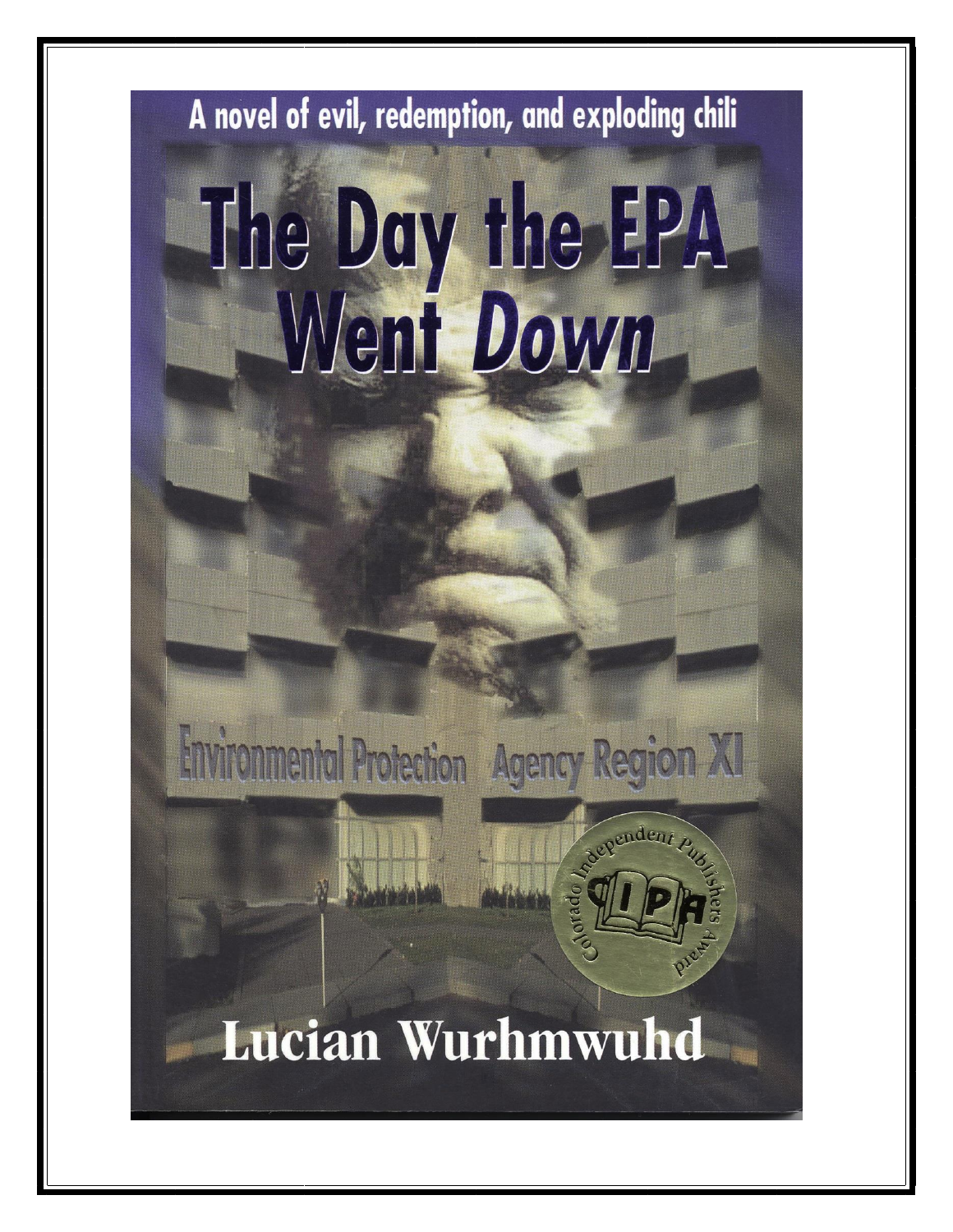A novel of evil, redemption, and exploding chili

# The Day the EPA Went *Down*

Environmental Protection Agency Region XI

Colorado Independent Publishers Award

CIPA

**Lucian Wurhmwuhd**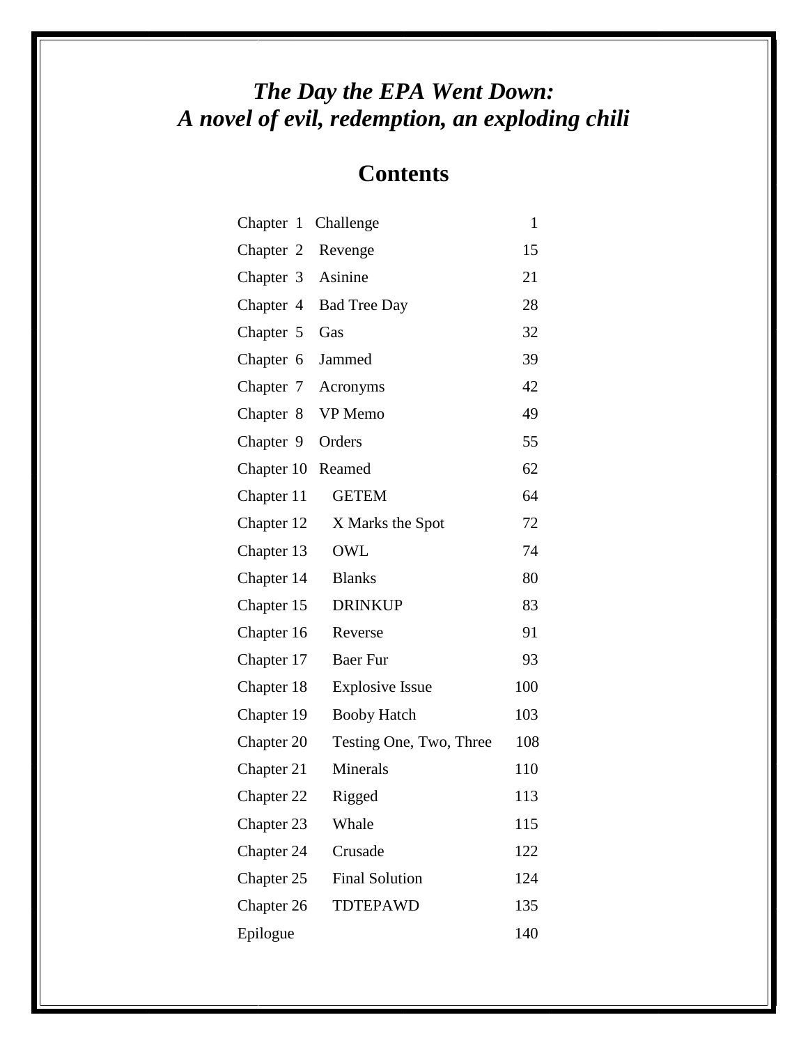# *The Day the EPA Went Down: A novel of evil, redemption, an exploding chili*

## Contents

| | | |
|---|---|---|
| Chapter 1 | Challenge | 1 |
| Chapter 2 | Revenge | 15 |
| Chapter 3 | Asinine | 21 |
| Chapter 4 | Bad Tree Day | 28 |
| Chapter 5 | Gas | 32 |
| Chapter 6 | Jammed | 39 |
| Chapter 7 | Acronyms | 42 |
| Chapter 8 | VP Memo | 49 |
| Chapter 9 | Orders | 55 |
| Chapter 10 | Reamed | 62 |
| Chapter 11 | GETEM | 64 |
| Chapter 12 | X Marks the Spot | 72 |
| Chapter 13 | OWL | 74 |
| Chapter 14 | Blanks | 80 |
| Chapter 15 | DRINKUP | 83 |
| Chapter 16 | Reverse | 91 |
| Chapter 17 | Baer Fur | 93 |
| Chapter 18 | Explosive Issue | 100 |
| Chapter 19 | Booby Hatch | 103 |
| Chapter 20 | Testing One, Two, Three | 108 |
| Chapter 21 | Minerals | 110 |
| Chapter 22 | Rigged | 113 |
| Chapter 23 | Whale | 115 |
| Chapter 24 | Crusade | 122 |
| Chapter 25 | Final Solution | 124 |
| Chapter 26 | TDTEPAWD | 135 |
| Epilogue | | 140 |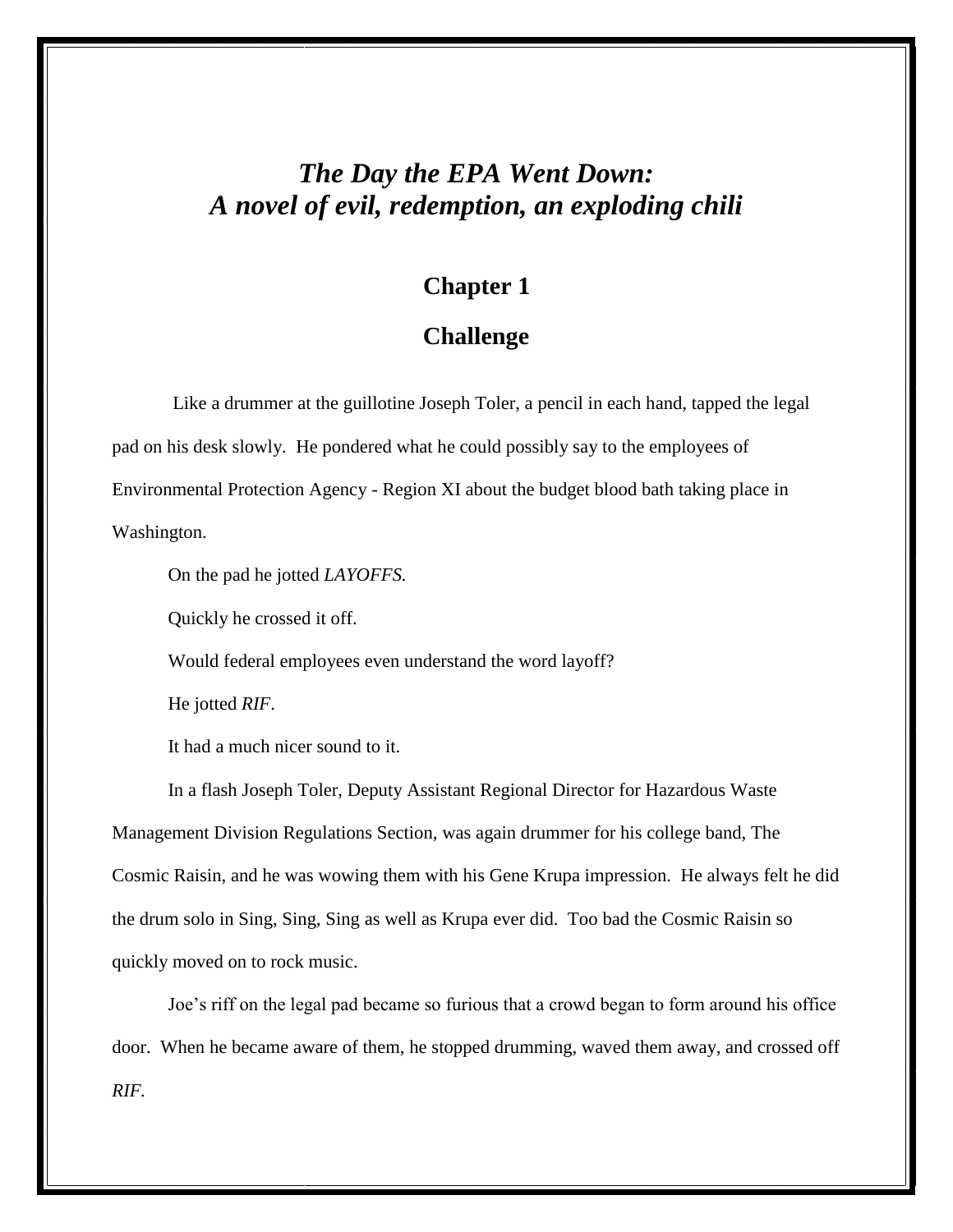# *The Day the EPA Went Down: A novel of evil, redemption, an exploding chili*

## Chapter 1

## Challenge

Like a drummer at the guillotine Joseph Toler, a pencil in each hand, tapped the legal pad on his desk slowly. He pondered what he could possibly say to the employees of Environmental Protection Agency - Region XI about the budget blood bath taking place in Washington.

On the pad he jotted *LAYOFFS.*

Quickly he crossed it off.

Would federal employees even understand the word layoff?

He jotted *RIF*.

It had a much nicer sound to it.

In a flash Joseph Toler, Deputy Assistant Regional Director for Hazardous Waste Management Division Regulations Section, was again drummer for his college band, The Cosmic Raisin, and he was wowing them with his Gene Krupa impression. He always felt he did the drum solo in Sing, Sing, Sing as well as Krupa ever did. Too bad the Cosmic Raisin so quickly moved on to rock music.

Joe's riff on the legal pad became so furious that a crowd began to form around his office door. When he became aware of them, he stopped drumming, waved them away, and crossed off *RIF*.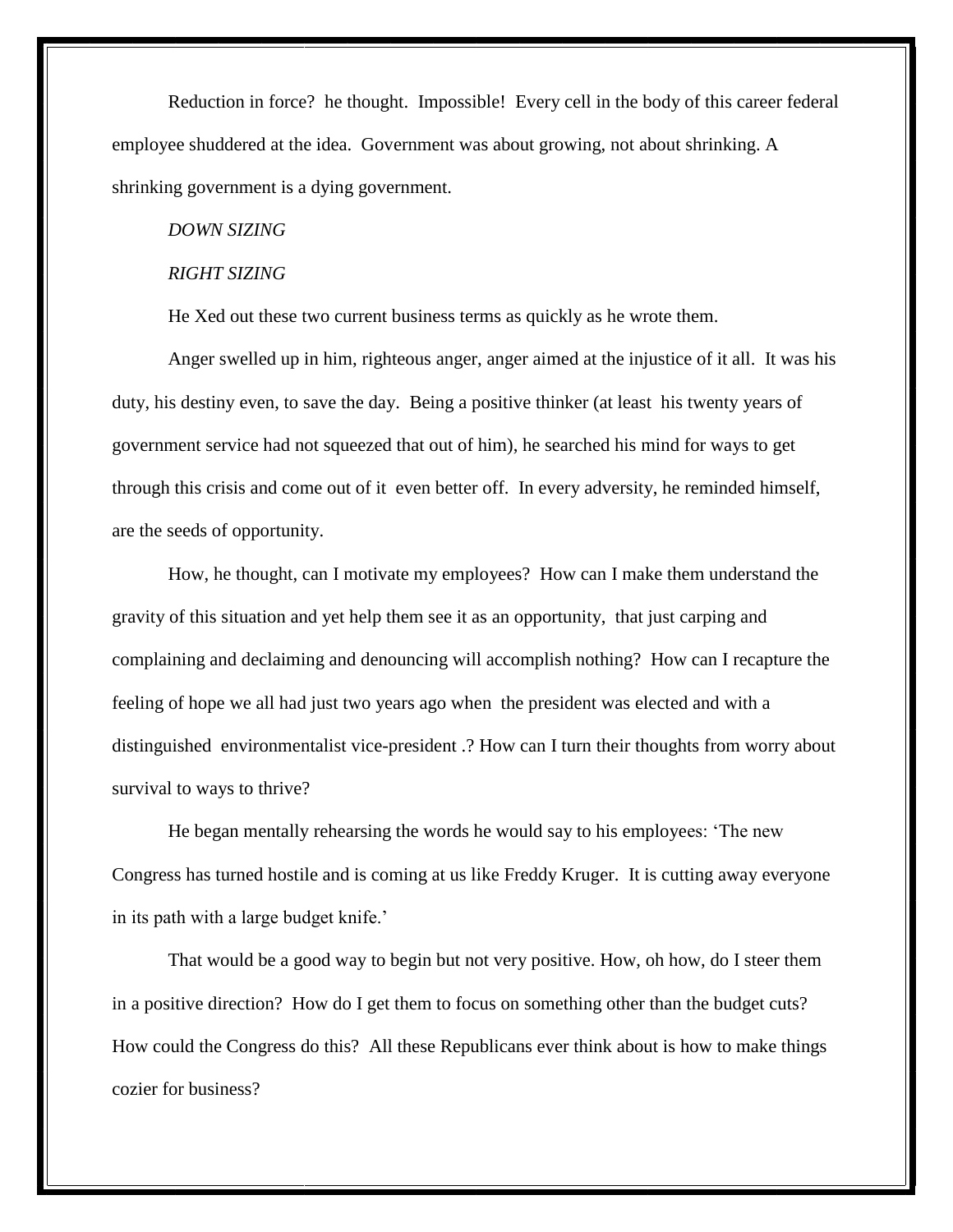Reduction in force? he thought. Impossible! Every cell in the body of this career federal employee shuddered at the idea. Government was about growing, not about shrinking. A shrinking government is a dying government.

*DOWN SIZING*

*RIGHT SIZING*

He Xed out these two current business terms as quickly as he wrote them.

Anger swelled up in him, righteous anger, anger aimed at the injustice of it all. It was his duty, his destiny even, to save the day. Being a positive thinker (at least his twenty years of government service had not squeezed that out of him), he searched his mind for ways to get through this crisis and come out of it even better off. In every adversity, he reminded himself, are the seeds of opportunity.

How, he thought, can I motivate my employees? How can I make them understand the gravity of this situation and yet help them see it as an opportunity, that just carping and complaining and declaiming and denouncing will accomplish nothing? How can I recapture the feeling of hope we all had just two years ago when the president was elected and with a distinguished environmentalist vice-president .? How can I turn their thoughts from worry about survival to ways to thrive?

He began mentally rehearsing the words he would say to his employees: 'The new Congress has turned hostile and is coming at us like Freddy Kruger. It is cutting away everyone in its path with a large budget knife.'

That would be a good way to begin but not very positive. How, oh how, do I steer them in a positive direction? How do I get them to focus on something other than the budget cuts? How could the Congress do this? All these Republicans ever think about is how to make things cozier for business?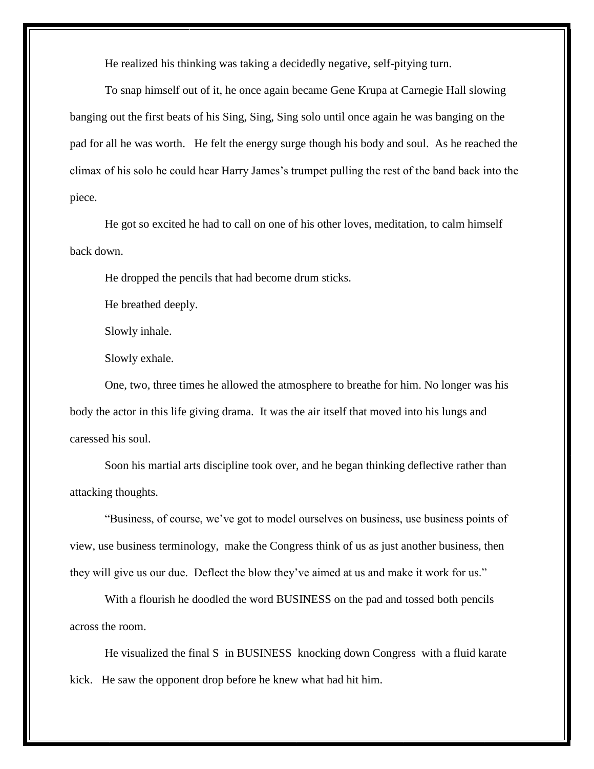He realized his thinking was taking a decidedly negative, self-pitying turn.

To snap himself out of it, he once again became Gene Krupa at Carnegie Hall slowing banging out the first beats of his Sing, Sing, Sing solo until once again he was banging on the pad for all he was worth. He felt the energy surge though his body and soul. As he reached the climax of his solo he could hear Harry James's trumpet pulling the rest of the band back into the piece.

He got so excited he had to call on one of his other loves, meditation, to calm himself back down.

He dropped the pencils that had become drum sticks.

He breathed deeply.

Slowly inhale.

Slowly exhale.

One, two, three times he allowed the atmosphere to breathe for him. No longer was his body the actor in this life giving drama. It was the air itself that moved into his lungs and caressed his soul.

Soon his martial arts discipline took over, and he began thinking deflective rather than attacking thoughts.

"Business, of course, we've got to model ourselves on business, use business points of view, use business terminology, make the Congress think of us as just another business, then they will give us our due. Deflect the blow they've aimed at us and make it work for us."

With a flourish he doodled the word BUSINESS on the pad and tossed both pencils across the room.

He visualized the final S in BUSINESS knocking down Congress with a fluid karate kick. He saw the opponent drop before he knew what had hit him.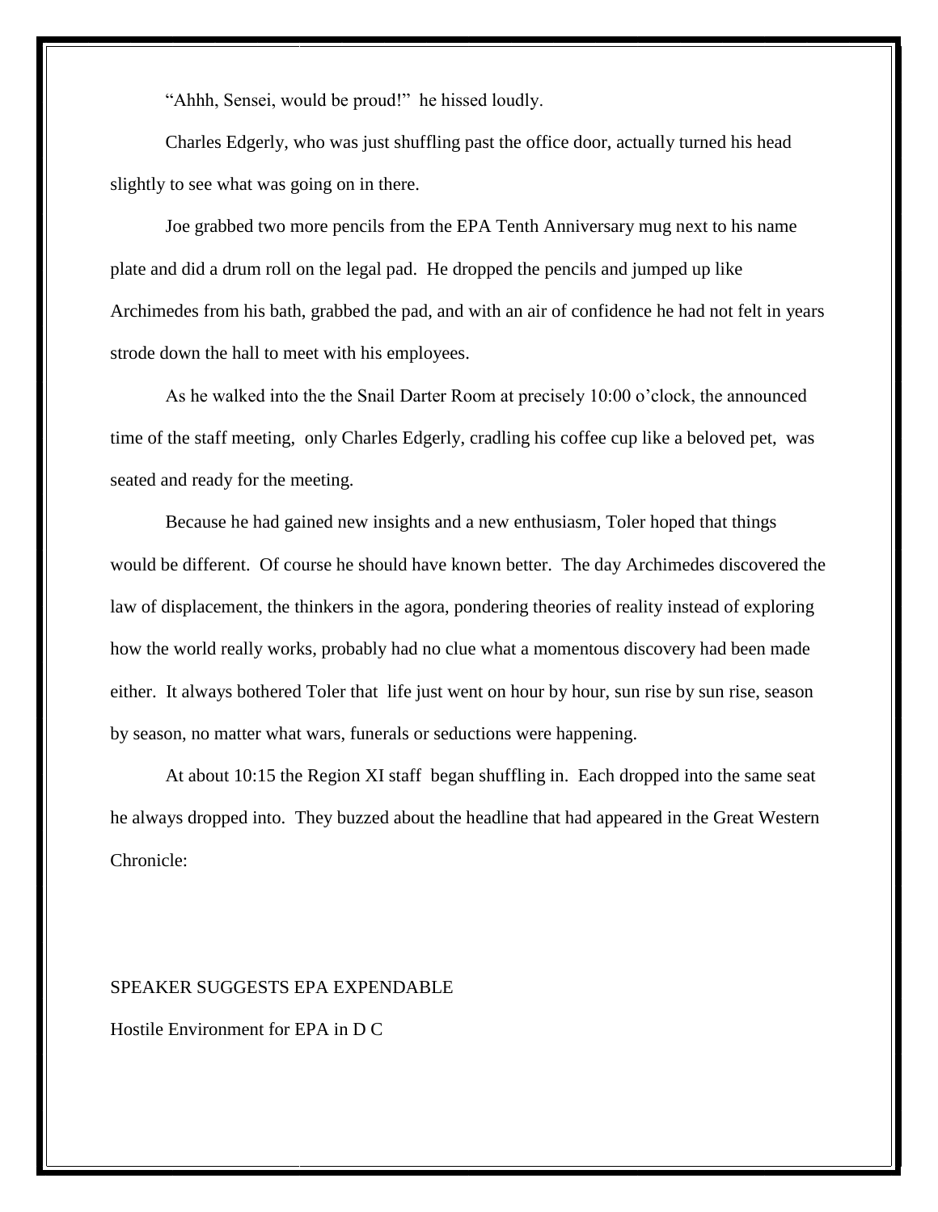"Ahhh, Sensei, would be proud!" he hissed loudly.

Charles Edgerly, who was just shuffling past the office door, actually turned his head slightly to see what was going on in there.

Joe grabbed two more pencils from the EPA Tenth Anniversary mug next to his name plate and did a drum roll on the legal pad. He dropped the pencils and jumped up like Archimedes from his bath, grabbed the pad, and with an air of confidence he had not felt in years strode down the hall to meet with his employees.

As he walked into the the Snail Darter Room at precisely 10:00 o'clock, the announced time of the staff meeting, only Charles Edgerly, cradling his coffee cup like a beloved pet, was seated and ready for the meeting.

Because he had gained new insights and a new enthusiasm, Toler hoped that things would be different. Of course he should have known better. The day Archimedes discovered the law of displacement, the thinkers in the agora, pondering theories of reality instead of exploring how the world really works, probably had no clue what a momentous discovery had been made either. It always bothered Toler that life just went on hour by hour, sun rise by sun rise, season by season, no matter what wars, funerals or seductions were happening.

At about 10:15 the Region XI staff began shuffling in. Each dropped into the same seat he always dropped into. They buzzed about the headline that had appeared in the Great Western Chronicle:

SPEAKER SUGGESTS EPA EXPENDABLE

Hostile Environment for EPA in D C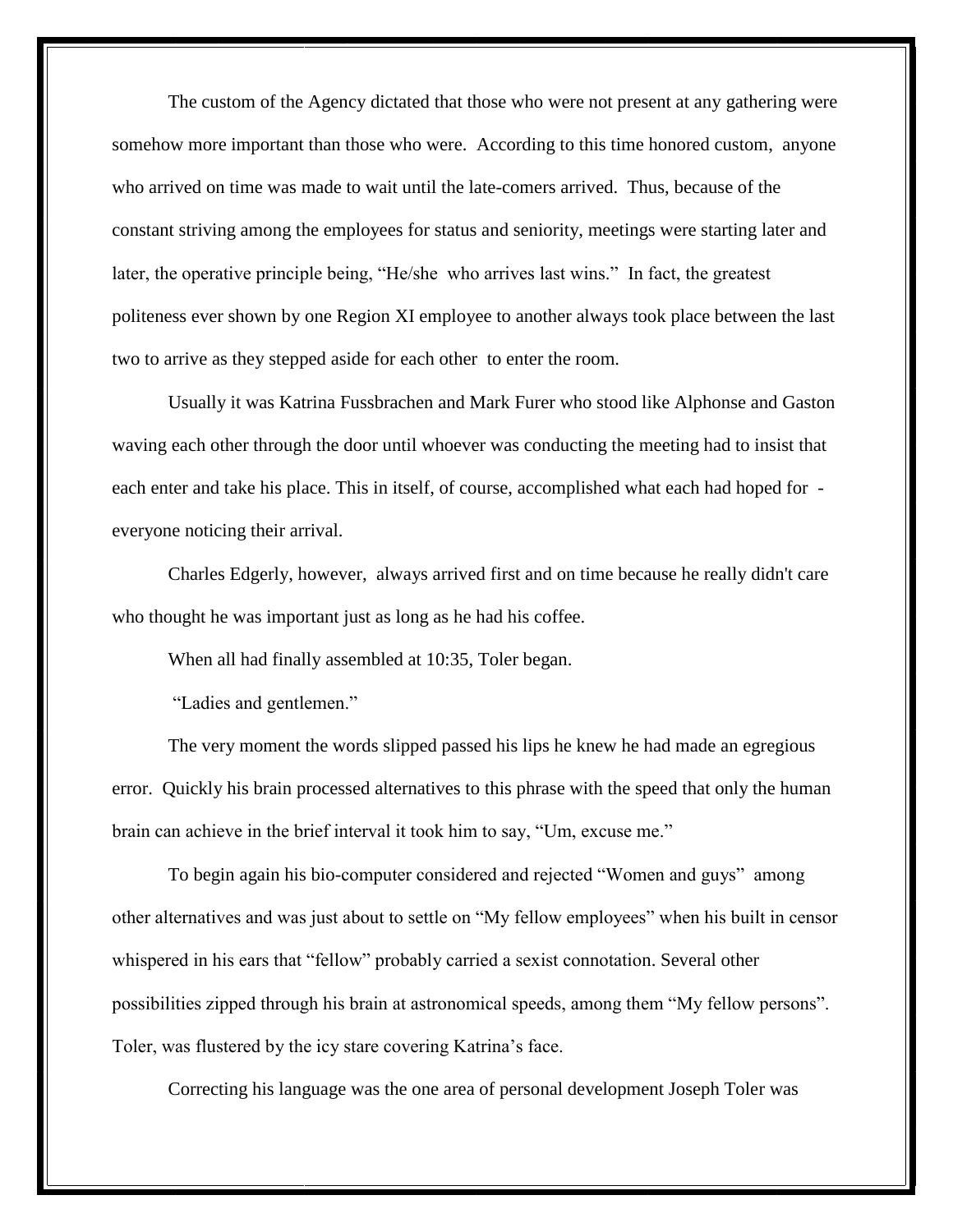The custom of the Agency dictated that those who were not present at any gathering were somehow more important than those who were. According to this time honored custom, anyone who arrived on time was made to wait until the late-comers arrived. Thus, because of the constant striving among the employees for status and seniority, meetings were starting later and later, the operative principle being, "He/she who arrives last wins." In fact, the greatest politeness ever shown by one Region XI employee to another always took place between the last two to arrive as they stepped aside for each other to enter the room.

Usually it was Katrina Fussbrachen and Mark Furer who stood like Alphonse and Gaston waving each other through the door until whoever was conducting the meeting had to insist that each enter and take his place. This in itself, of course, accomplished what each had hoped for - everyone noticing their arrival.

Charles Edgerly, however, always arrived first and on time because he really didn't care who thought he was important just as long as he had his coffee.

When all had finally assembled at 10:35, Toler began.

"Ladies and gentlemen."

The very moment the words slipped passed his lips he knew he had made an egregious error. Quickly his brain processed alternatives to this phrase with the speed that only the human brain can achieve in the brief interval it took him to say, "Um, excuse me."

To begin again his bio-computer considered and rejected "Women and guys" among other alternatives and was just about to settle on "My fellow employees" when his built in censor whispered in his ears that "fellow" probably carried a sexist connotation. Several other possibilities zipped through his brain at astronomical speeds, among them "My fellow persons". Toler, was flustered by the icy stare covering Katrina's face.

Correcting his language was the one area of personal development Joseph Toler was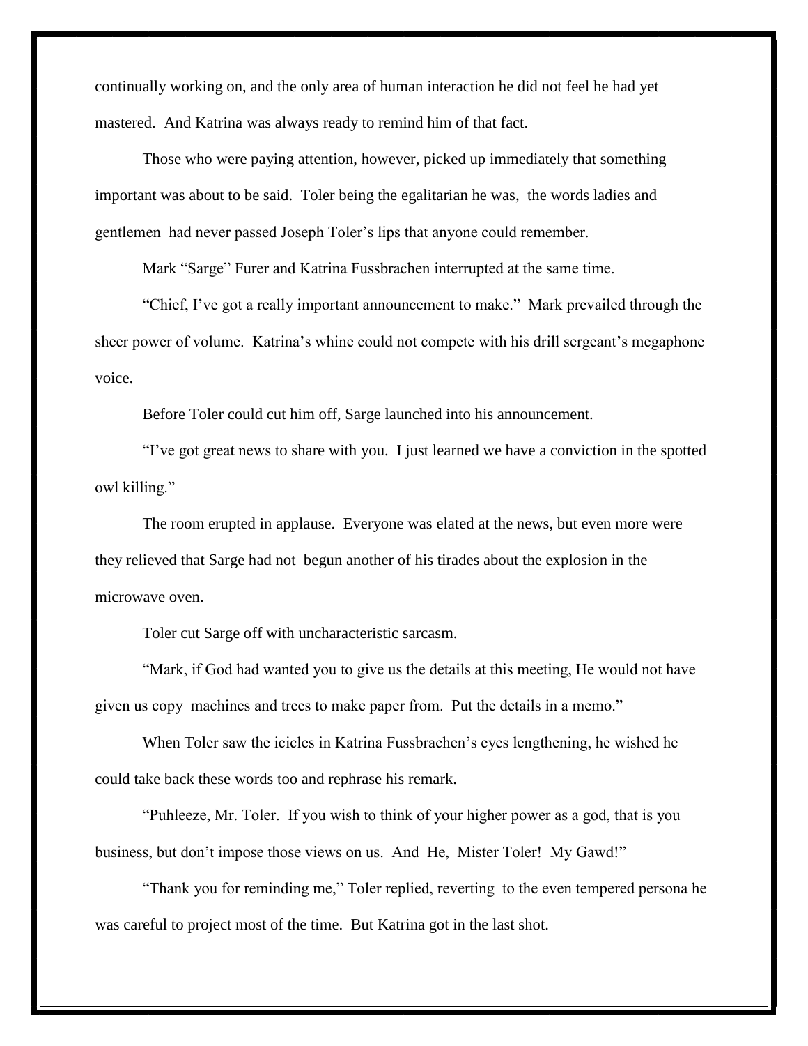continually working on, and the only area of human interaction he did not feel he had yet mastered. And Katrina was always ready to remind him of that fact.

Those who were paying attention, however, picked up immediately that something important was about to be said. Toler being the egalitarian he was, the words ladies and gentlemen had never passed Joseph Toler's lips that anyone could remember.

Mark "Sarge" Furer and Katrina Fussbrachen interrupted at the same time.

"Chief, I've got a really important announcement to make." Mark prevailed through the sheer power of volume. Katrina's whine could not compete with his drill sergeant's megaphone voice.

Before Toler could cut him off, Sarge launched into his announcement.

"I've got great news to share with you. I just learned we have a conviction in the spotted owl killing."

The room erupted in applause. Everyone was elated at the news, but even more were they relieved that Sarge had not begun another of his tirades about the explosion in the microwave oven.

Toler cut Sarge off with uncharacteristic sarcasm.

"Mark, if God had wanted you to give us the details at this meeting, He would not have given us copy machines and trees to make paper from. Put the details in a memo."

When Toler saw the icicles in Katrina Fussbrachen's eyes lengthening, he wished he could take back these words too and rephrase his remark.

"Puhleeze, Mr. Toler. If you wish to think of your higher power as a god, that is you business, but don't impose those views on us. And He, Mister Toler! My Gawd!"

"Thank you for reminding me," Toler replied, reverting to the even tempered persona he was careful to project most of the time. But Katrina got in the last shot.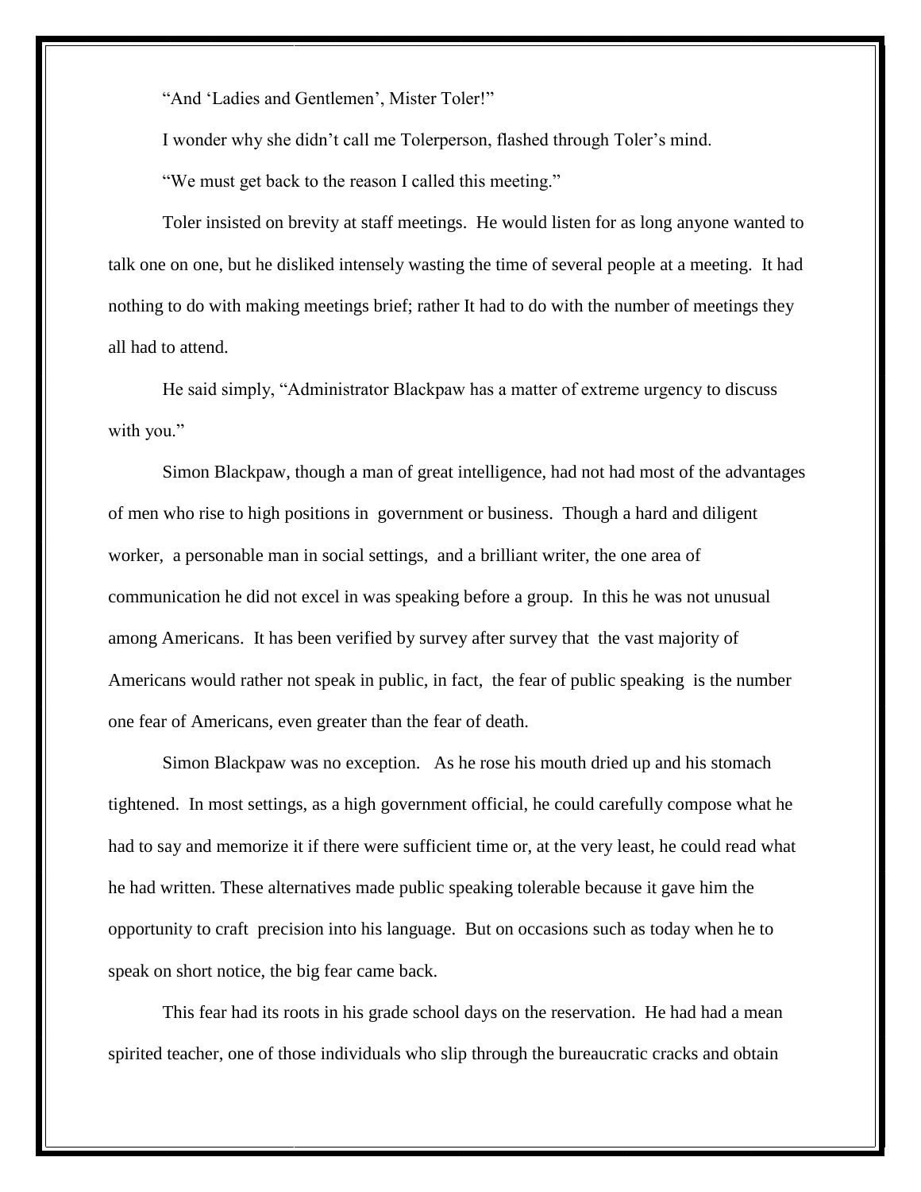"And 'Ladies and Gentlemen', Mister Toler!"

I wonder why she didn't call me Tolerperson, flashed through Toler's mind.

"We must get back to the reason I called this meeting."

Toler insisted on brevity at staff meetings. He would listen for as long anyone wanted to talk one on one, but he disliked intensely wasting the time of several people at a meeting. It had nothing to do with making meetings brief; rather It had to do with the number of meetings they all had to attend.

He said simply, "Administrator Blackpaw has a matter of extreme urgency to discuss with you."

Simon Blackpaw, though a man of great intelligence, had not had most of the advantages of men who rise to high positions in government or business. Though a hard and diligent worker, a personable man in social settings, and a brilliant writer, the one area of communication he did not excel in was speaking before a group. In this he was not unusual among Americans. It has been verified by survey after survey that the vast majority of Americans would rather not speak in public, in fact, the fear of public speaking is the number one fear of Americans, even greater than the fear of death.

Simon Blackpaw was no exception. As he rose his mouth dried up and his stomach tightened. In most settings, as a high government official, he could carefully compose what he had to say and memorize it if there were sufficient time or, at the very least, he could read what he had written. These alternatives made public speaking tolerable because it gave him the opportunity to craft precision into his language. But on occasions such as today when he to speak on short notice, the big fear came back.

This fear had its roots in his grade school days on the reservation. He had had a mean spirited teacher, one of those individuals who slip through the bureaucratic cracks and obtain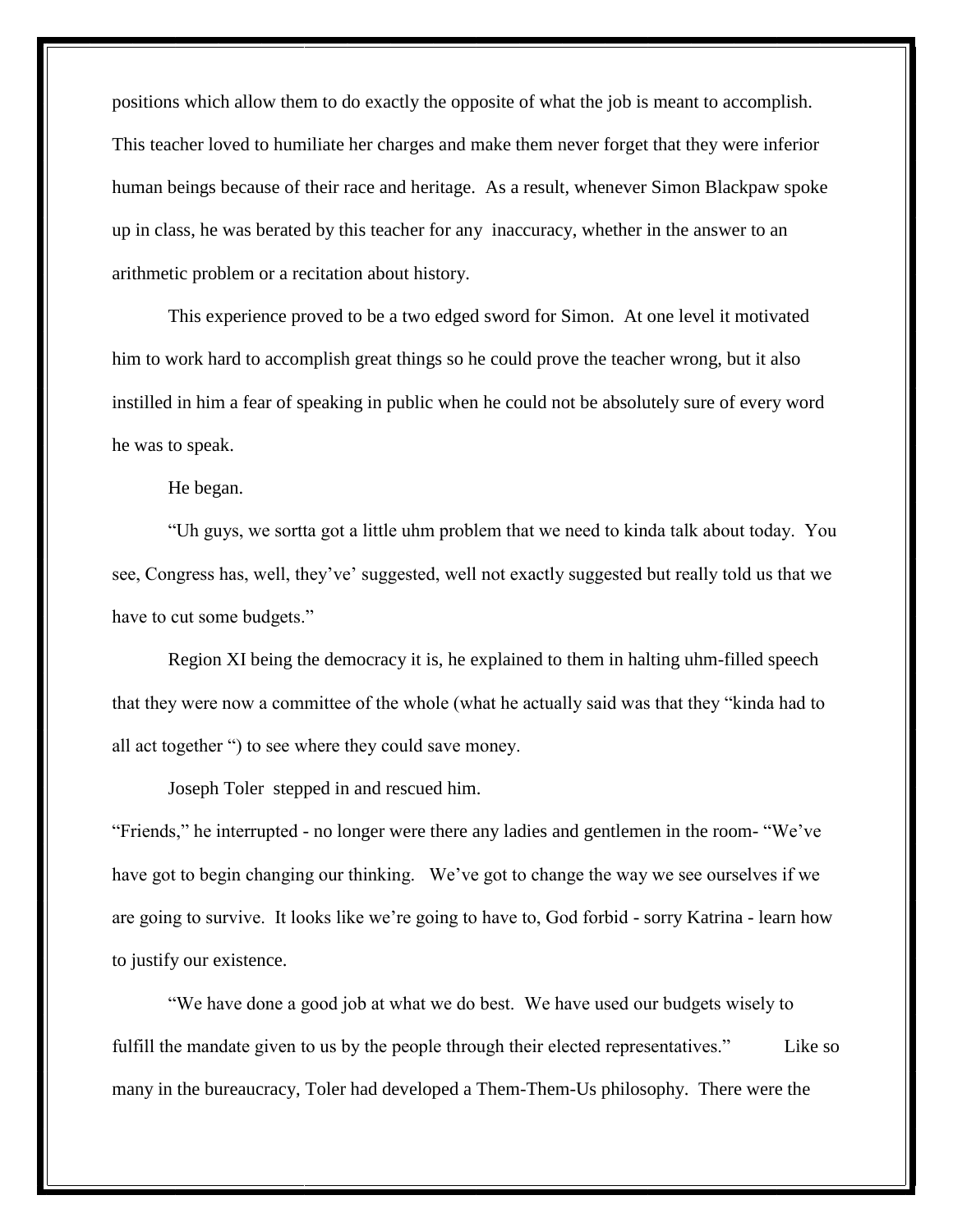positions which allow them to do exactly the opposite of what the job is meant to accomplish. This teacher loved to humiliate her charges and make them never forget that they were inferior human beings because of their race and heritage. As a result, whenever Simon Blackpaw spoke up in class, he was berated by this teacher for any inaccuracy, whether in the answer to an arithmetic problem or a recitation about history.

This experience proved to be a two edged sword for Simon. At one level it motivated him to work hard to accomplish great things so he could prove the teacher wrong, but it also instilled in him a fear of speaking in public when he could not be absolutely sure of every word he was to speak.

He began.

"Uh guys, we sortta got a little uhm problem that we need to kinda talk about today. You see, Congress has, well, they've' suggested, well not exactly suggested but really told us that we have to cut some budgets."

Region XI being the democracy it is, he explained to them in halting uhm-filled speech that they were now a committee of the whole (what he actually said was that they "kinda had to all act together ") to see where they could save money.

Joseph Toler stepped in and rescued him.

"Friends," he interrupted - no longer were there any ladies and gentlemen in the room- "We've have got to begin changing our thinking. We've got to change the way we see ourselves if we are going to survive. It looks like we're going to have to, God forbid - sorry Katrina - learn how to justify our existence.

"We have done a good job at what we do best. We have used our budgets wisely to fulfill the mandate given to us by the people through their elected representatives." Like so many in the bureaucracy, Toler had developed a Them-Them-Us philosophy. There were the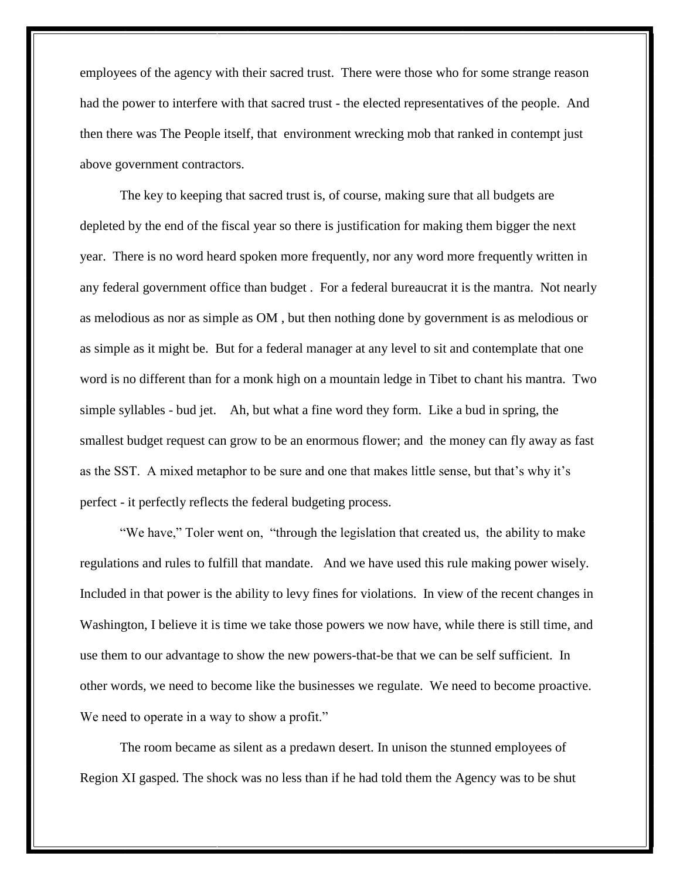employees of the agency with their sacred trust. There were those who for some strange reason had the power to interfere with that sacred trust - the elected representatives of the people. And then there was The People itself, that environment wrecking mob that ranked in contempt just above government contractors.

The key to keeping that sacred trust is, of course, making sure that all budgets are depleted by the end of the fiscal year so there is justification for making them bigger the next year. There is no word heard spoken more frequently, nor any word more frequently written in any federal government office than budget . For a federal bureaucrat it is the mantra. Not nearly as melodious as nor as simple as OM , but then nothing done by government is as melodious or as simple as it might be. But for a federal manager at any level to sit and contemplate that one word is no different than for a monk high on a mountain ledge in Tibet to chant his mantra. Two simple syllables - bud jet. Ah, but what a fine word they form. Like a bud in spring, the smallest budget request can grow to be an enormous flower; and the money can fly away as fast as the SST. A mixed metaphor to be sure and one that makes little sense, but that's why it's perfect - it perfectly reflects the federal budgeting process.

"We have," Toler went on, "through the legislation that created us, the ability to make regulations and rules to fulfill that mandate. And we have used this rule making power wisely. Included in that power is the ability to levy fines for violations. In view of the recent changes in Washington, I believe it is time we take those powers we now have, while there is still time, and use them to our advantage to show the new powers-that-be that we can be self sufficient. In other words, we need to become like the businesses we regulate. We need to become proactive. We need to operate in a way to show a profit."

The room became as silent as a predawn desert. In unison the stunned employees of Region XI gasped. The shock was no less than if he had told them the Agency was to be shut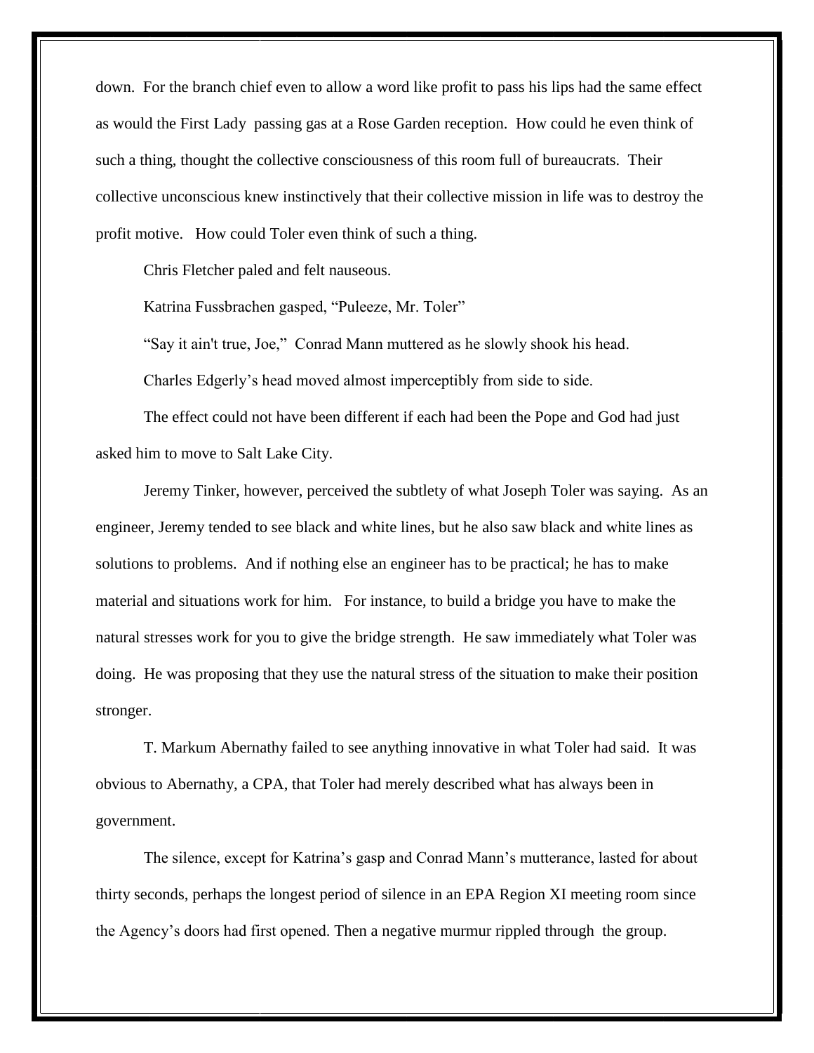down. For the branch chief even to allow a word like profit to pass his lips had the same effect as would the First Lady passing gas at a Rose Garden reception. How could he even think of such a thing, thought the collective consciousness of this room full of bureaucrats. Their collective unconscious knew instinctively that their collective mission in life was to destroy the profit motive. How could Toler even think of such a thing.

Chris Fletcher paled and felt nauseous.

Katrina Fussbrachen gasped, "Puleeze, Mr. Toler"

"Say it ain't true, Joe," Conrad Mann muttered as he slowly shook his head.

Charles Edgerly's head moved almost imperceptibly from side to side.

The effect could not have been different if each had been the Pope and God had just asked him to move to Salt Lake City.

Jeremy Tinker, however, perceived the subtlety of what Joseph Toler was saying. As an engineer, Jeremy tended to see black and white lines, but he also saw black and white lines as solutions to problems. And if nothing else an engineer has to be practical; he has to make material and situations work for him. For instance, to build a bridge you have to make the natural stresses work for you to give the bridge strength. He saw immediately what Toler was doing. He was proposing that they use the natural stress of the situation to make their position stronger.

T. Markum Abernathy failed to see anything innovative in what Toler had said. It was obvious to Abernathy, a CPA, that Toler had merely described what has always been in government.

The silence, except for Katrina's gasp and Conrad Mann's mutterance, lasted for about thirty seconds, perhaps the longest period of silence in an EPA Region XI meeting room since the Agency's doors had first opened. Then a negative murmur rippled through the group.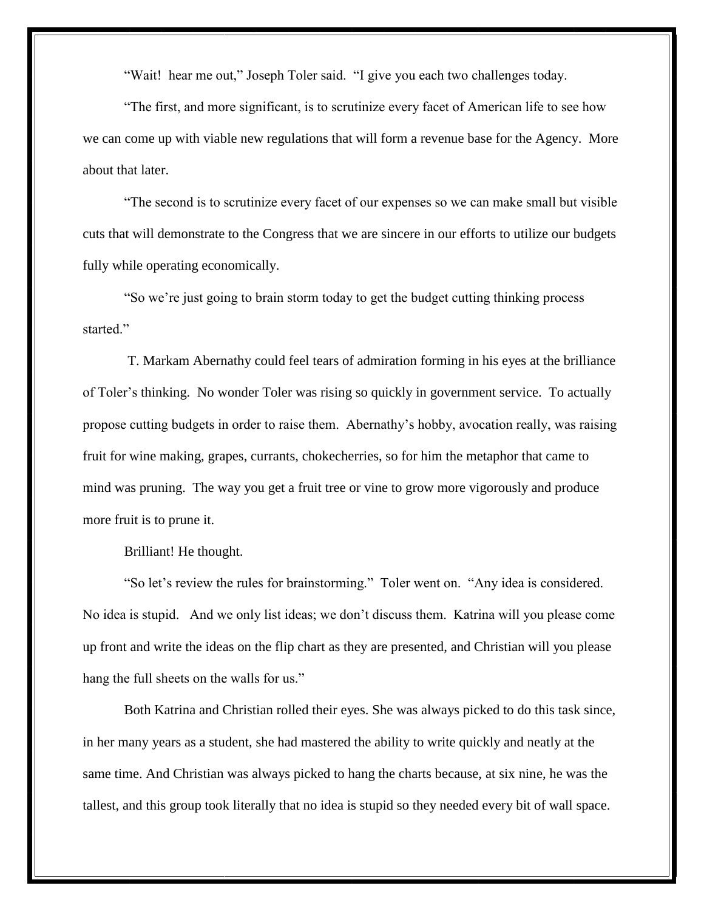"Wait!  hear me out," Joseph Toler said.  "I give you each two challenges today.

"The first, and more significant, is to scrutinize every facet of American life to see how we can come up with viable new regulations that will form a revenue base for the Agency.  More about that later.

"The second is to scrutinize every facet of our expenses so we can make small but visible cuts that will demonstrate to the Congress that we are sincere in our efforts to utilize our budgets fully while operating economically.

"So we're just going to brain storm today to get the budget cutting thinking process started."

T. Markam Abernathy could feel tears of admiration forming in his eyes at the brilliance of Toler's thinking.  No wonder Toler was rising so quickly in government service.  To actually propose cutting budgets in order to raise them.  Abernathy's hobby, avocation really, was raising fruit for wine making, grapes, currants, chokecherries, so for him the metaphor that came to mind was pruning.  The way you get a fruit tree or vine to grow more vigorously and produce more fruit is to prune it.

Brilliant! He thought.

"So let's review the rules for brainstorming."  Toler went on.  "Any idea is considered.  No idea is stupid.   And we only list ideas; we don't discuss them.  Katrina will you please come up front and write the ideas on the flip chart as they are presented, and Christian will you please hang the full sheets on the walls for us."

Both Katrina and Christian rolled their eyes. She was always picked to do this task since, in her many years as a student, she had mastered the ability to write quickly and neatly at the same time. And Christian was always picked to hang the charts because, at six nine, he was the tallest, and this group took literally that no idea is stupid so they needed every bit of wall space.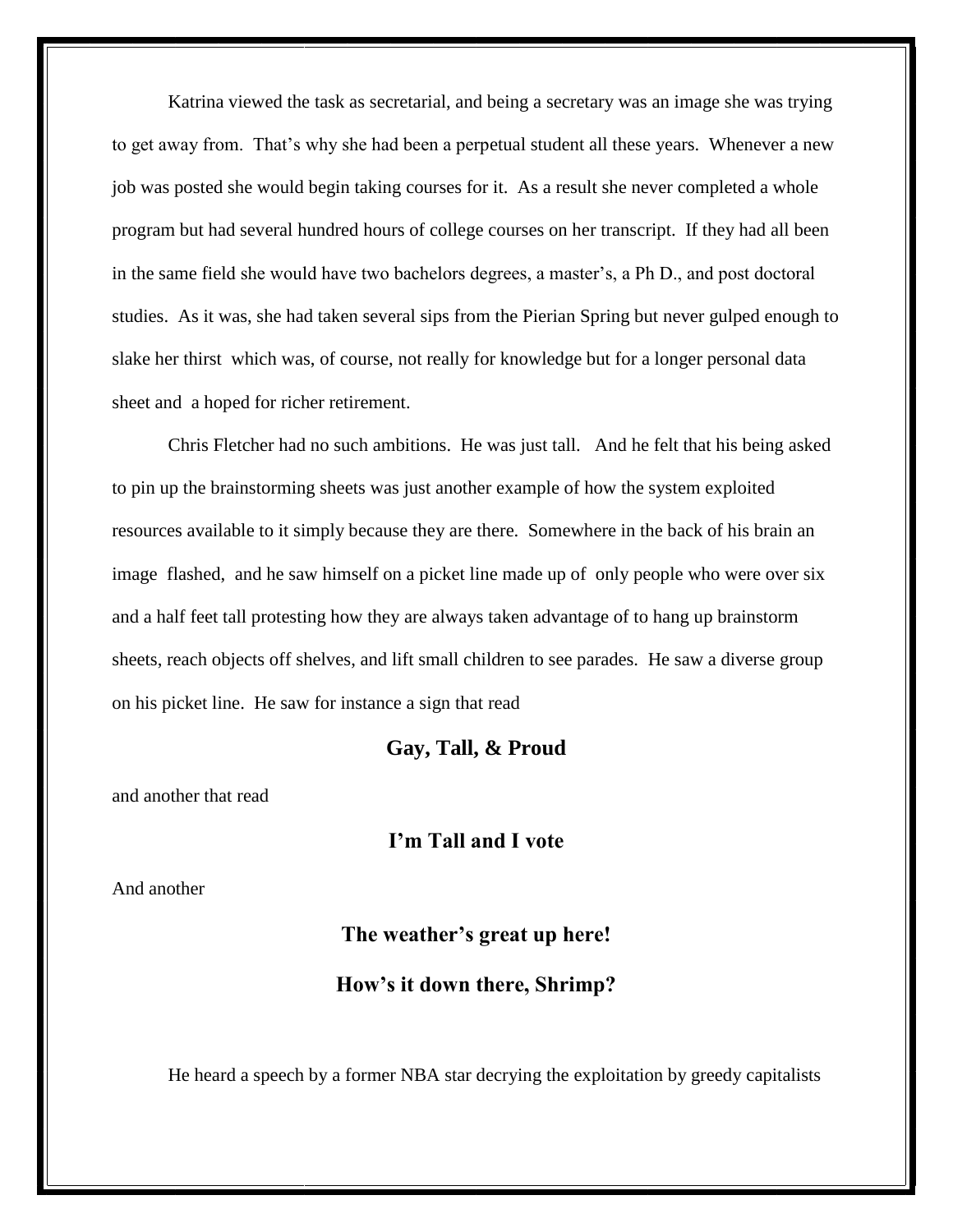Katrina viewed the task as secretarial, and being a secretary was an image she was trying to get away from. That's why she had been a perpetual student all these years. Whenever a new job was posted she would begin taking courses for it. As a result she never completed a whole program but had several hundred hours of college courses on her transcript. If they had all been in the same field she would have two bachelors degrees, a master's, a Ph D., and post doctoral studies. As it was, she had taken several sips from the Pierian Spring but never gulped enough to slake her thirst which was, of course, not really for knowledge but for a longer personal data sheet and a hoped for richer retirement.

Chris Fletcher had no such ambitions. He was just tall. And he felt that his being asked to pin up the brainstorming sheets was just another example of how the system exploited resources available to it simply because they are there. Somewhere in the back of his brain an image flashed, and he saw himself on a picket line made up of only people who were over six and a half feet tall protesting how they are always taken advantage of to hang up brainstorm sheets, reach objects off shelves, and lift small children to see parades. He saw a diverse group on his picket line. He saw for instance a sign that read

**Gay, Tall, & Proud**

and another that read

**I'm Tall and I vote**

And another

**The weather's great up here!**

**How's it down there, Shrimp?**

He heard a speech by a former NBA star decrying the exploitation by greedy capitalists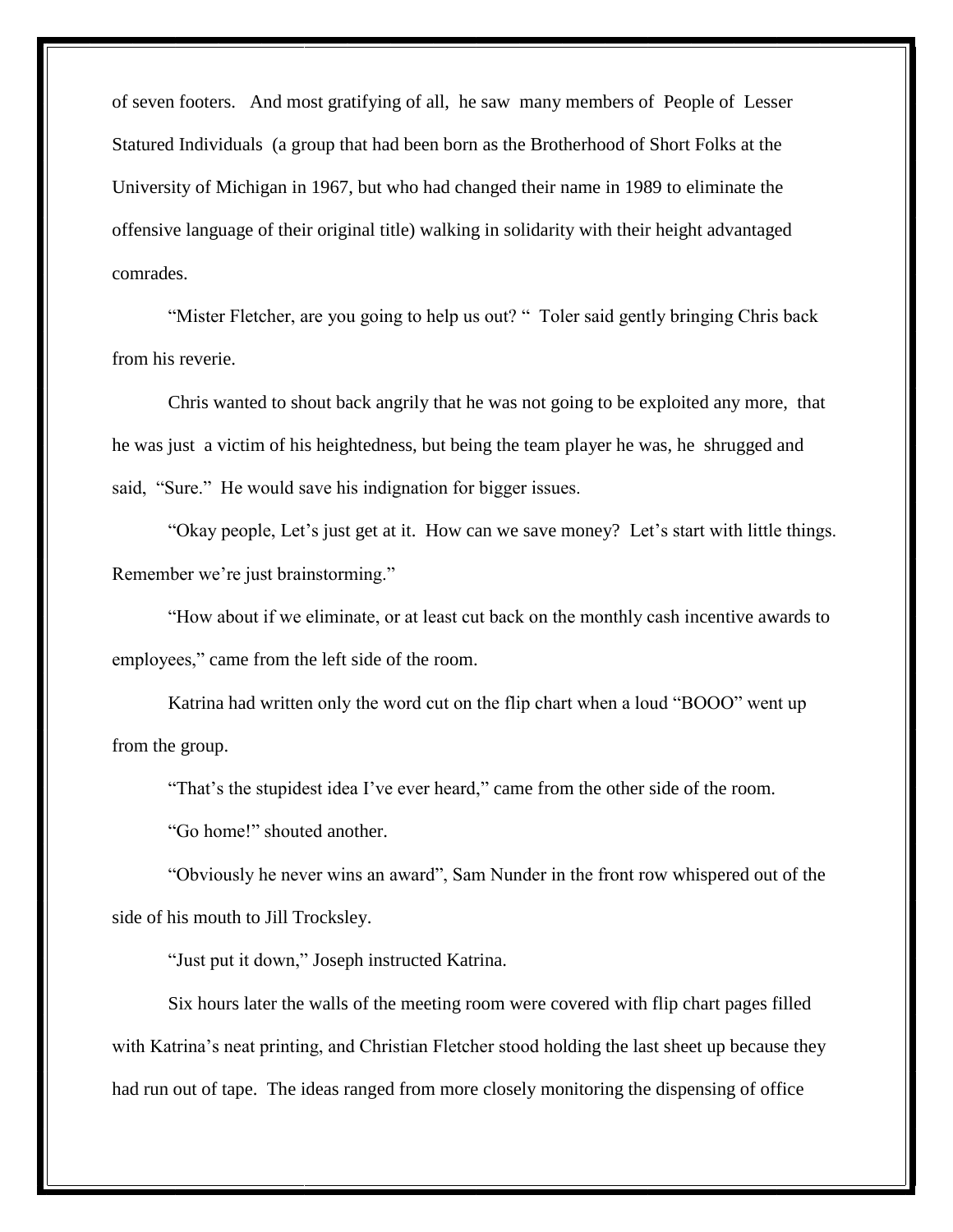of seven footers. And most gratifying of all, he saw many members of People of Lesser Statured Individuals (a group that had been born as the Brotherhood of Short Folks at the University of Michigan in 1967, but who had changed their name in 1989 to eliminate the offensive language of their original title) walking in solidarity with their height advantaged comrades.

"Mister Fletcher, are you going to help us out? " Toler said gently bringing Chris back from his reverie.

Chris wanted to shout back angrily that he was not going to be exploited any more, that he was just a victim of his heightedness, but being the team player he was, he shrugged and said, "Sure." He would save his indignation for bigger issues.

"Okay people, Let's just get at it. How can we save money? Let's start with little things. Remember we're just brainstorming."

"How about if we eliminate, or at least cut back on the monthly cash incentive awards to employees," came from the left side of the room.

Katrina had written only the word cut on the flip chart when a loud "BOOO" went up from the group.

"That's the stupidest idea I've ever heard," came from the other side of the room.

"Go home!" shouted another.

"Obviously he never wins an award", Sam Nunder in the front row whispered out of the side of his mouth to Jill Trocksley.

"Just put it down," Joseph instructed Katrina.

Six hours later the walls of the meeting room were covered with flip chart pages filled with Katrina's neat printing, and Christian Fletcher stood holding the last sheet up because they had run out of tape. The ideas ranged from more closely monitoring the dispensing of office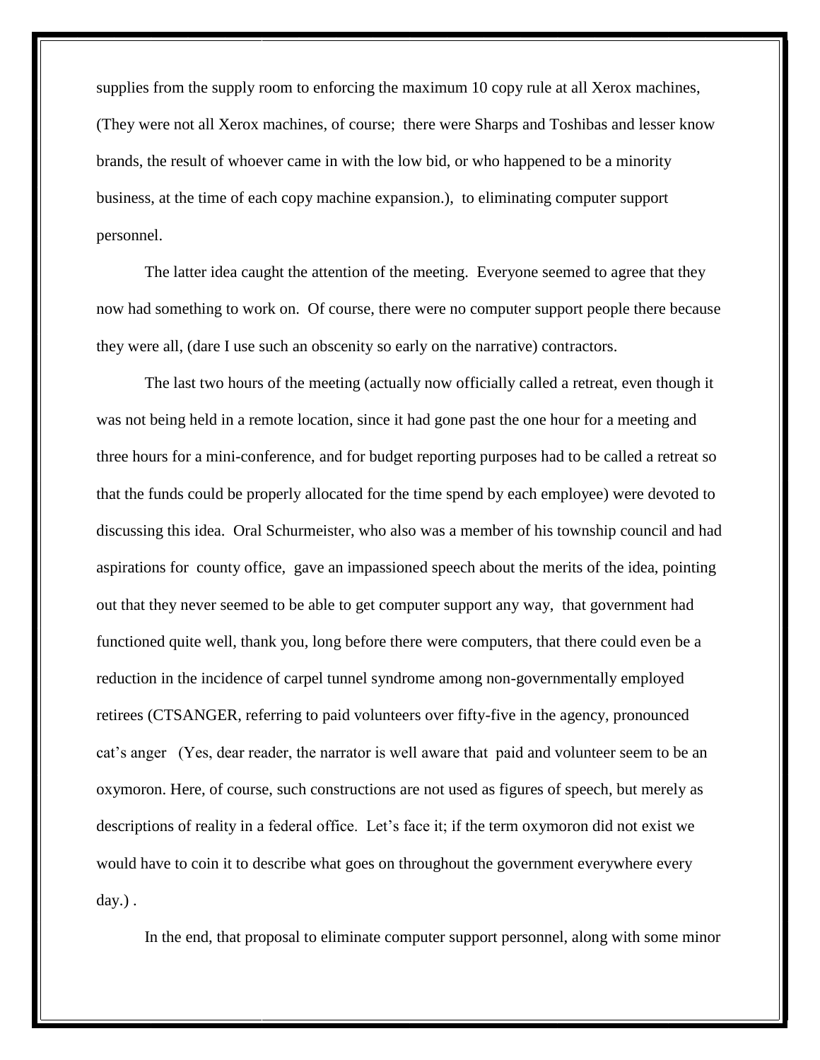supplies from the supply room to enforcing the maximum 10 copy rule at all Xerox machines, (They were not all Xerox machines, of course; there were Sharps and Toshibas and lesser know brands, the result of whoever came in with the low bid, or who happened to be a minority business, at the time of each copy machine expansion.), to eliminating computer support personnel.

The latter idea caught the attention of the meeting. Everyone seemed to agree that they now had something to work on. Of course, there were no computer support people there because they were all, (dare I use such an obscenity so early on the narrative) contractors.

The last two hours of the meeting (actually now officially called a retreat, even though it was not being held in a remote location, since it had gone past the one hour for a meeting and three hours for a mini-conference, and for budget reporting purposes had to be called a retreat so that the funds could be properly allocated for the time spend by each employee) were devoted to discussing this idea. Oral Schurmeister, who also was a member of his township council and had aspirations for county office, gave an impassioned speech about the merits of the idea, pointing out that they never seemed to be able to get computer support any way, that government had functioned quite well, thank you, long before there were computers, that there could even be a reduction in the incidence of carpel tunnel syndrome among non-governmentally employed retirees (CTSANGER, referring to paid volunteers over fifty-five in the agency, pronounced cat's anger (Yes, dear reader, the narrator is well aware that paid and volunteer seem to be an oxymoron. Here, of course, such constructions are not used as figures of speech, but merely as descriptions of reality in a federal office. Let's face it; if the term oxymoron did not exist we would have to coin it to describe what goes on throughout the government everywhere every day.) .

In the end, that proposal to eliminate computer support personnel, along with some minor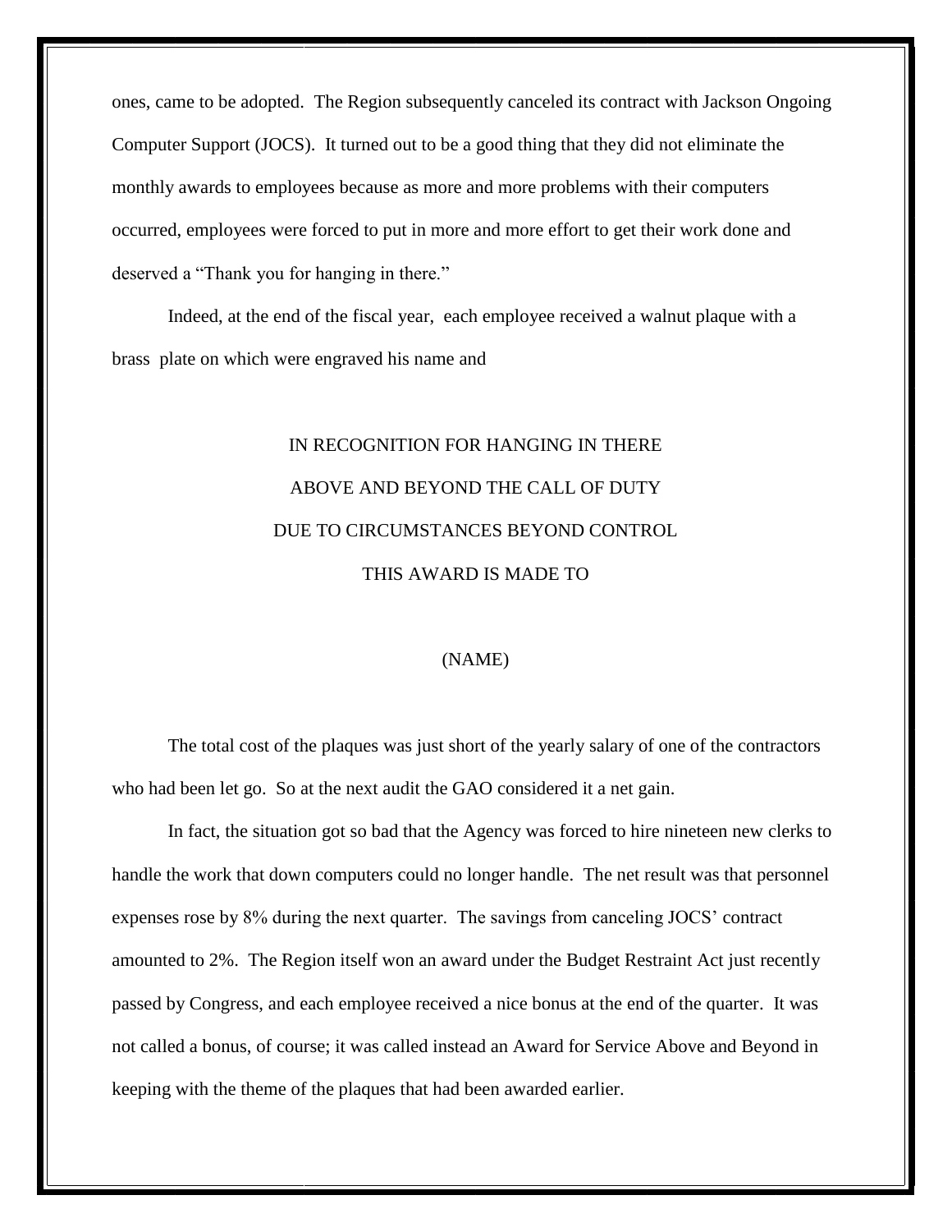ones, came to be adopted. The Region subsequently canceled its contract with Jackson Ongoing Computer Support (JOCS). It turned out to be a good thing that they did not eliminate the monthly awards to employees because as more and more problems with their computers occurred, employees were forced to put in more and more effort to get their work done and deserved a "Thank you for hanging in there."

Indeed, at the end of the fiscal year, each employee received a walnut plaque with a brass plate on which were engraved his name and

IN RECOGNITION FOR HANGING IN THERE
ABOVE AND BEYOND THE CALL OF DUTY
DUE TO CIRCUMSTANCES BEYOND CONTROL
THIS AWARD IS MADE TO

(NAME)

The total cost of the plaques was just short of the yearly salary of one of the contractors who had been let go. So at the next audit the GAO considered it a net gain.

In fact, the situation got so bad that the Agency was forced to hire nineteen new clerks to handle the work that down computers could no longer handle. The net result was that personnel expenses rose by 8% during the next quarter. The savings from canceling JOCS' contract amounted to 2%. The Region itself won an award under the Budget Restraint Act just recently passed by Congress, and each employee received a nice bonus at the end of the quarter. It was not called a bonus, of course; it was called instead an Award for Service Above and Beyond in keeping with the theme of the plaques that had been awarded earlier.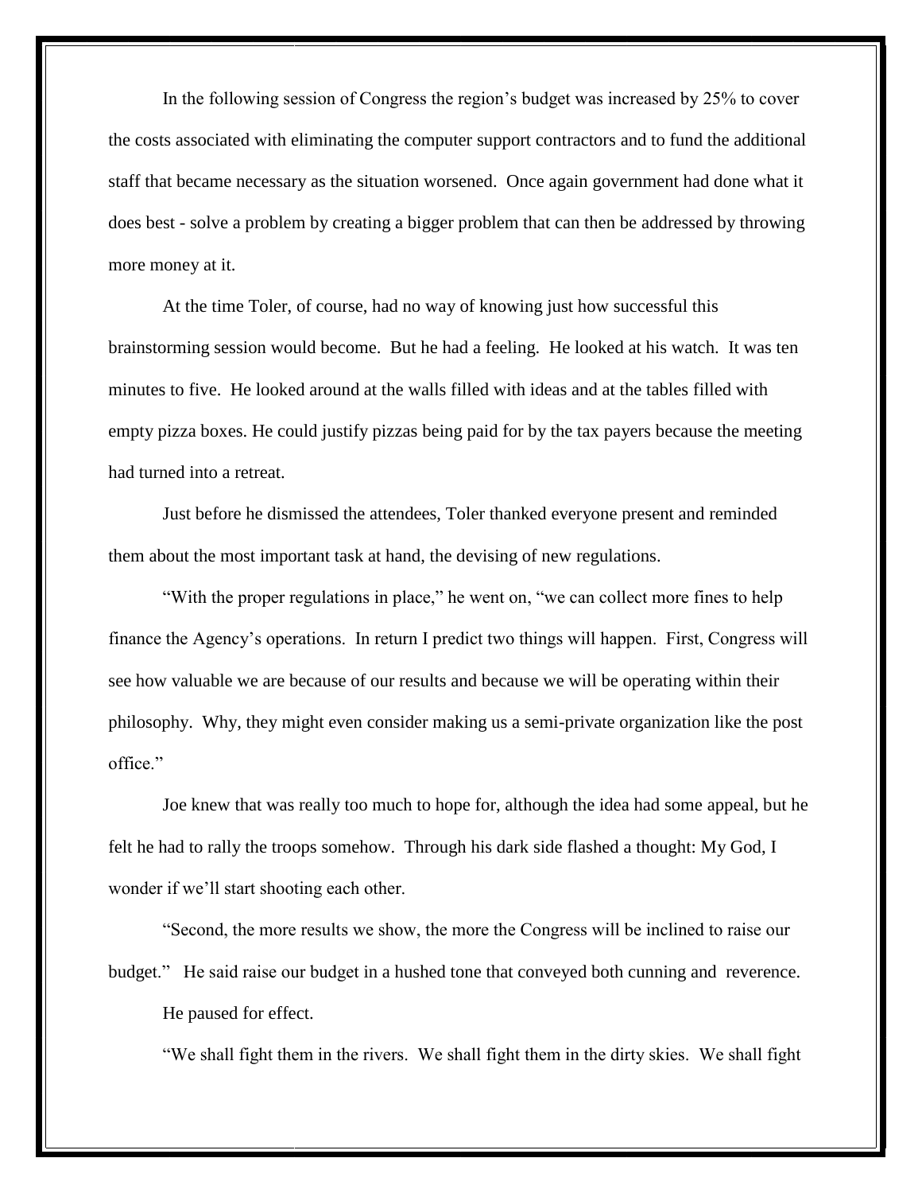In the following session of Congress the region's budget was increased by 25% to cover the costs associated with eliminating the computer support contractors and to fund the additional staff that became necessary as the situation worsened. Once again government had done what it does best - solve a problem by creating a bigger problem that can then be addressed by throwing more money at it.

At the time Toler, of course, had no way of knowing just how successful this brainstorming session would become. But he had a feeling. He looked at his watch. It was ten minutes to five. He looked around at the walls filled with ideas and at the tables filled with empty pizza boxes. He could justify pizzas being paid for by the tax payers because the meeting had turned into a retreat.

Just before he dismissed the attendees, Toler thanked everyone present and reminded them about the most important task at hand, the devising of new regulations.

"With the proper regulations in place," he went on, "we can collect more fines to help finance the Agency's operations. In return I predict two things will happen. First, Congress will see how valuable we are because of our results and because we will be operating within their philosophy. Why, they might even consider making us a semi-private organization like the post office."

Joe knew that was really too much to hope for, although the idea had some appeal, but he felt he had to rally the troops somehow. Through his dark side flashed a thought: My God, I wonder if we'll start shooting each other.

"Second, the more results we show, the more the Congress will be inclined to raise our budget." He said raise our budget in a hushed tone that conveyed both cunning and reverence.

He paused for effect.

"We shall fight them in the rivers. We shall fight them in the dirty skies. We shall fight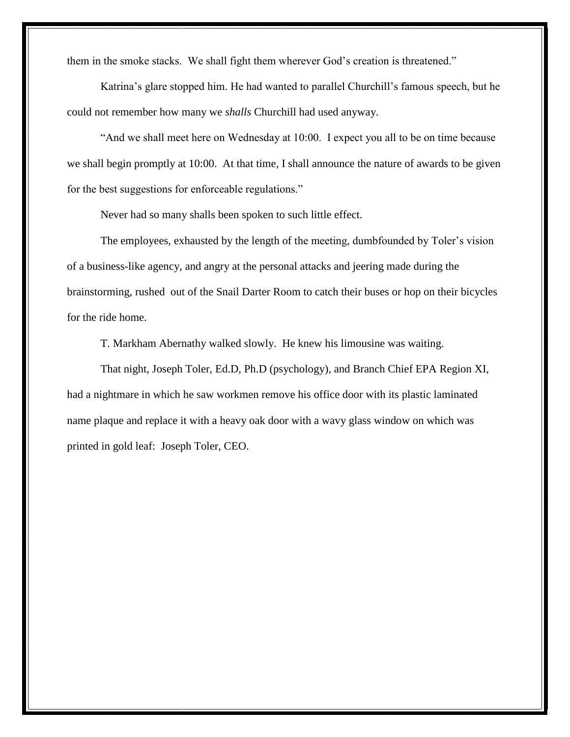them in the smoke stacks. We shall fight them wherever God's creation is threatened."

Katrina's glare stopped him. He had wanted to parallel Churchill's famous speech, but he could not remember how many we *shalls* Churchill had used anyway.

"And we shall meet here on Wednesday at 10:00. I expect you all to be on time because we shall begin promptly at 10:00. At that time, I shall announce the nature of awards to be given for the best suggestions for enforceable regulations."

Never had so many shalls been spoken to such little effect.

The employees, exhausted by the length of the meeting, dumbfounded by Toler's vision of a business-like agency, and angry at the personal attacks and jeering made during the brainstorming, rushed out of the Snail Darter Room to catch their buses or hop on their bicycles for the ride home.

T. Markham Abernathy walked slowly. He knew his limousine was waiting.

That night, Joseph Toler, Ed.D, Ph.D (psychology), and Branch Chief EPA Region XI, had a nightmare in which he saw workmen remove his office door with its plastic laminated name plaque and replace it with a heavy oak door with a wavy glass window on which was printed in gold leaf: Joseph Toler, CEO.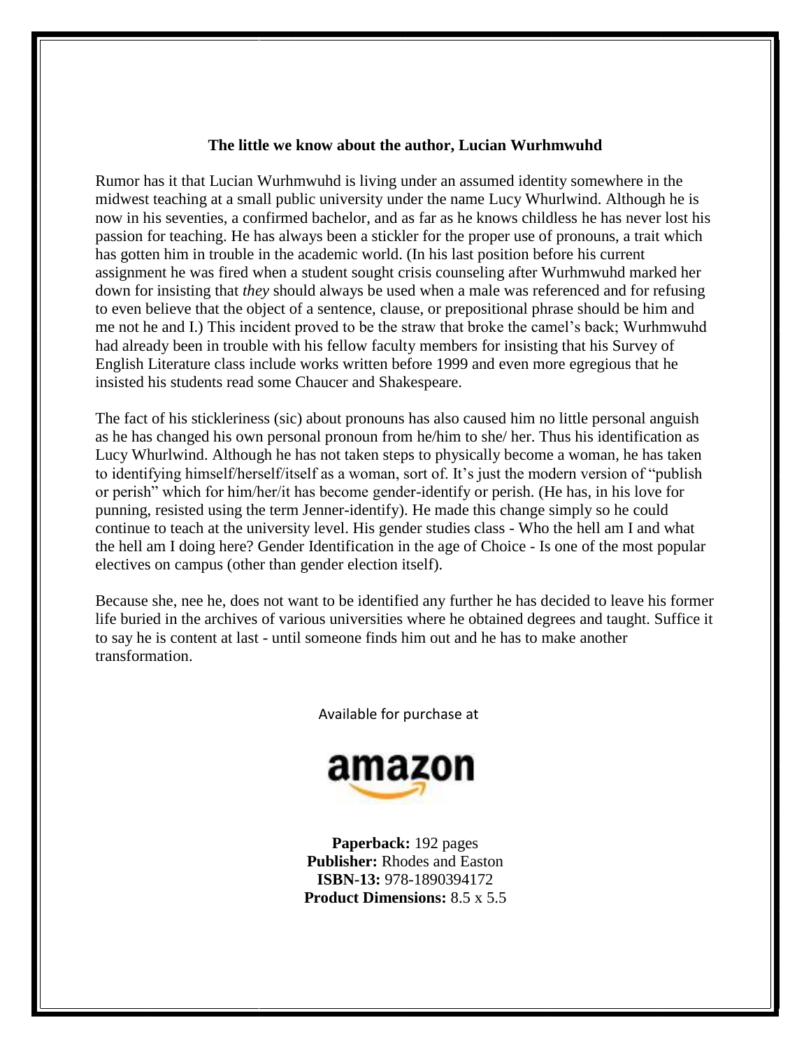**The little we know about the author, Lucian Wurhmwuhd**

Rumor has it that Lucian Wurhmwuhd is living under an assumed identity somewhere in the midwest teaching at a small public university under the name Lucy Whurlwind. Although he is now in his seventies, a confirmed bachelor, and as far as he knows childless he has never lost his passion for teaching. He has always been a stickler for the proper use of pronouns, a trait which has gotten him in trouble in the academic world. (In his last position before his current assignment he was fired when a student sought crisis counseling after Wurhmwuhd marked her down for insisting that *they* should always be used when a male was referenced and for refusing to even believe that the object of a sentence, clause, or prepositional phrase should be him and me not he and I.) This incident proved to be the straw that broke the camel's back; Wurhmwuhd had already been in trouble with his fellow faculty members for insisting that his Survey of English Literature class include works written before 1999 and even more egregious that he insisted his students read some Chaucer and Shakespeare.

The fact of his stickleriness (sic) about pronouns has also caused him no little personal anguish as he has changed his own personal pronoun from he/him to she/ her. Thus his identification as Lucy Whurlwind. Although he has not taken steps to physically become a woman, he has taken to identifying himself/herself/itself as a woman, sort of. It's just the modern version of "publish or perish" which for him/her/it has become gender-identify or perish. (He has, in his love for punning, resisted using the term Jenner-identify). He made this change simply so he could continue to teach at the university level. His gender studies class - Who the hell am I and what the hell am I doing here? Gender Identification in the age of Choice - Is one of the most popular electives on campus (other than gender election itself).

Because she, nee he, does not want to be identified any further he has decided to leave his former life buried in the archives of various universities where he obtained degrees and taught. Suffice it to say he is content at last - until someone finds him out and he has to make another transformation.

Available for purchase at

amazon

**Paperback:** 192 pages
**Publisher:** Rhodes and Easton
**ISBN-13:** 978-1890394172
**Product Dimensions:** 8.5 x 5.5